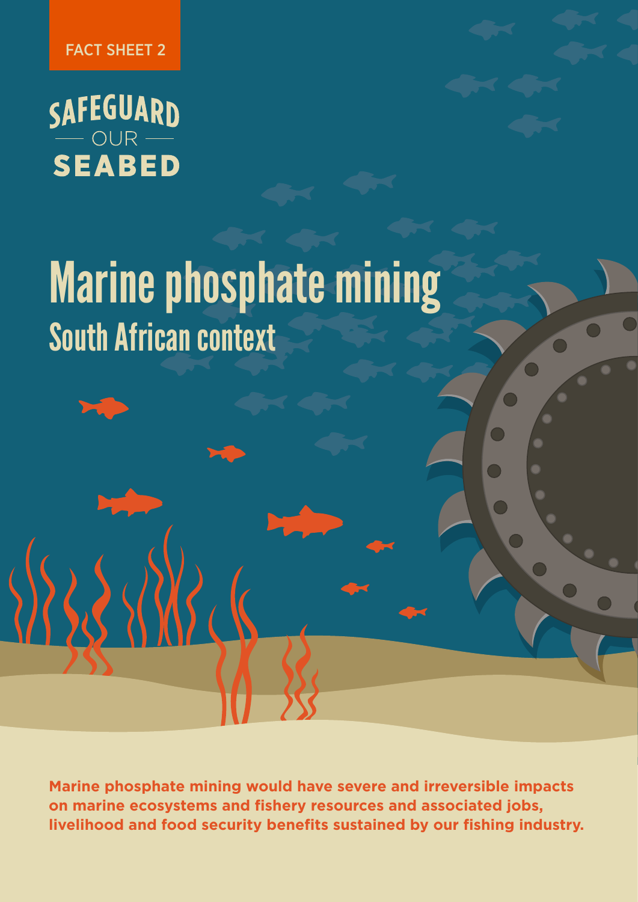FACT SHEET 2

SAFEGUARD — OUR — SEABED

# Marine phosphate mining

## South African context

**Marine phosphate mining would have severe and irreversible impacts on marine ecosystems and fishery resources and associated jobs, livelihood and food security benefits sustained by our fishing industry.**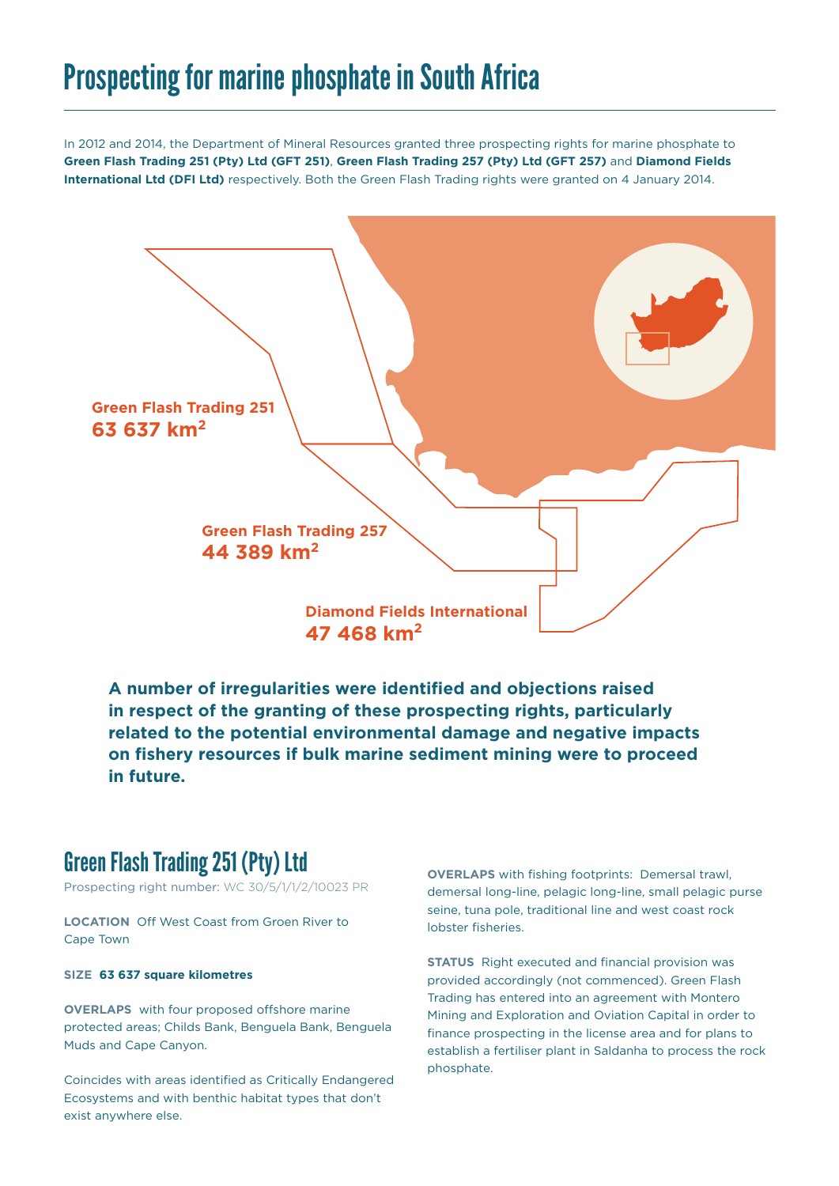# Prospecting for marine phosphate in South Africa

In 2012 and 2014, the Department of Mineral Resources granted three prospecting rights for marine phosphate to **Green Flash Trading 251 (Pty) Ltd (GFT 251)**, **Green Flash Trading 257 (Pty) Ltd (GFT 257)** and **Diamond Fields International Ltd (DFI Ltd)** respectively. Both the Green Flash Trading rights were granted on 4 January 2014.

**Green Flash Trading 251**
**63 637 km$^2$**

**Green Flash Trading 257**
**44 389 km$^2$**

**Diamond Fields International**
**47 468 km$^2$**

**A number of irregularities were identified and objections raised in respect of the granting of these prospecting rights, particularly related to the potential environmental damage and negative impacts on fishery resources if bulk marine sediment mining were to proceed in future.**

## Green Flash Trading 251 (Pty) Ltd

Prospecting right number: WC 30/5/1/1/2/10023 PR

**LOCATION** Off West Coast from Groen River to Cape Town

**SIZE 63 637 square kilometres**

**OVERLAPS** with four proposed offshore marine protected areas; Childs Bank, Benguela Bank, Benguela Muds and Cape Canyon.

Coincides with areas identified as Critically Endangered Ecosystems and with benthic habitat types that don't exist anywhere else.

**OVERLAPS** with fishing footprints: Demersal trawl, demersal long-line, pelagic long-line, small pelagic purse seine, tuna pole, traditional line and west coast rock lobster fisheries.

**STATUS** Right executed and financial provision was provided accordingly (not commenced). Green Flash Trading has entered into an agreement with Montero Mining and Exploration and Oviation Capital in order to finance prospecting in the license area and for plans to establish a fertiliser plant in Saldanha to process the rock phosphate.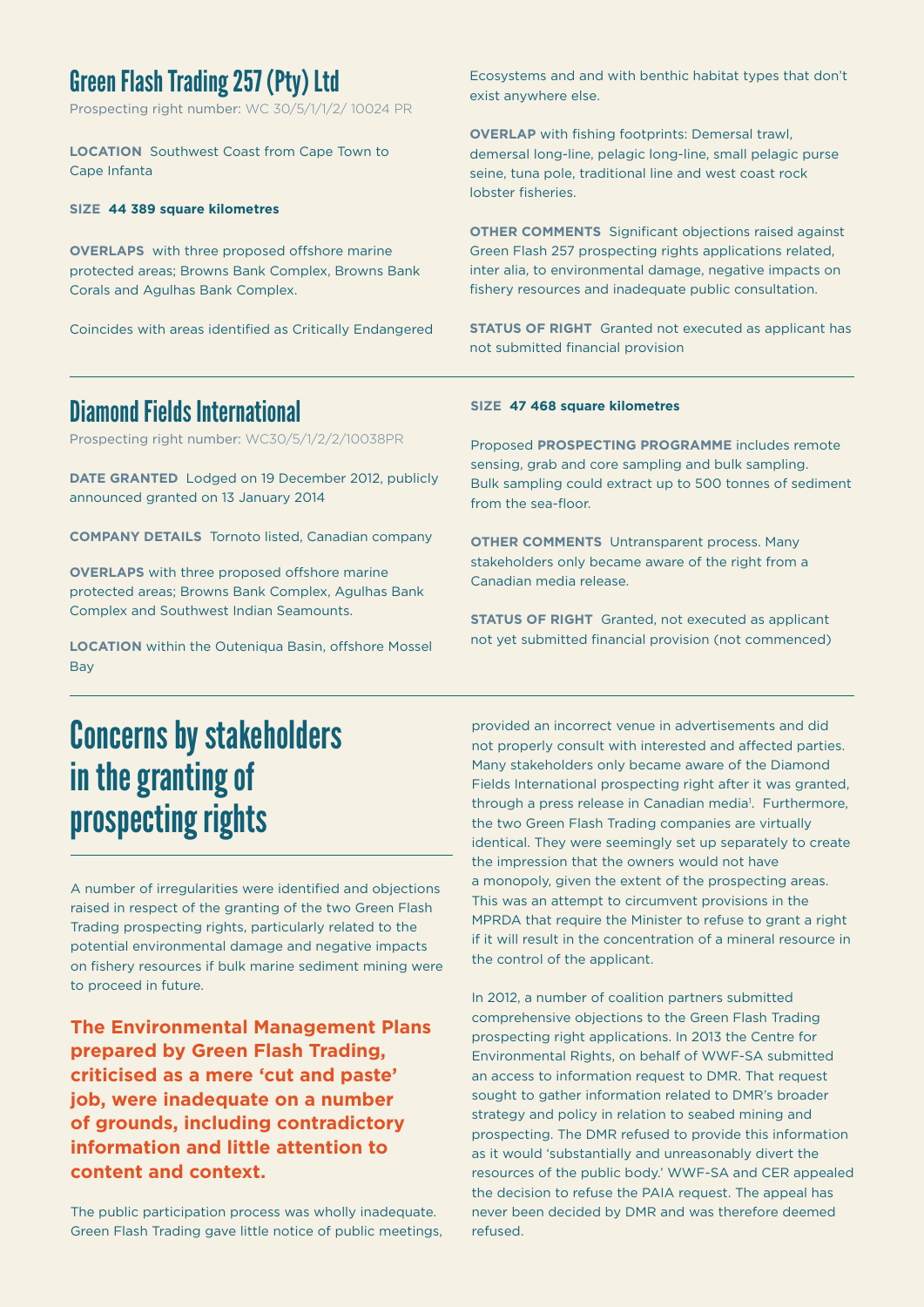## Green Flash Trading 257 (Pty) Ltd

Prospecting right number: WC 30/5/1/1/2/ 10024 PR

**LOCATION** Southwest Coast from Cape Town to Cape Infanta

**SIZE** **44 389 square kilometres**

**OVERLAPS** with three proposed offshore marine protected areas; Browns Bank Complex, Browns Bank Corals and Agulhas Bank Complex.

Coincides with areas identified as Critically Endangered Ecosystems and and with benthic habitat types that don't exist anywhere else.

**OVERLAP** with fishing footprints: Demersal trawl, demersal long-line, pelagic long-line, small pelagic purse seine, tuna pole, traditional line and west coast rock lobster fisheries.

**OTHER COMMENTS** Significant objections raised against Green Flash 257 prospecting rights applications related, inter alia, to environmental damage, negative impacts on fishery resources and inadequate public consultation.

**STATUS OF RIGHT** Granted not executed as applicant has not submitted financial provision

## Diamond Fields International

Prospecting right number: WC30/5/1/2/2/10038PR

**DATE GRANTED** Lodged on 19 December 2012, publicly announced granted on 13 January 2014

**COMPANY DETAILS** Tornoto listed, Canadian company

**OVERLAPS** with three proposed offshore marine protected areas; Browns Bank Complex, Agulhas Bank Complex and Southwest Indian Seamounts.

**LOCATION** within the Outeniqua Basin, offshore Mossel Bay

**SIZE** **47 468 square kilometres**

Proposed **PROSPECTING PROGRAMME** includes remote sensing, grab and core sampling and bulk sampling. Bulk sampling could extract up to 500 tonnes of sediment from the sea-floor.

**OTHER COMMENTS** Untransparent process. Many stakeholders only became aware of the right from a Canadian media release.

**STATUS OF RIGHT** Granted, not executed as applicant not yet submitted financial provision (not commenced)

# Concerns by stakeholders in the granting of prospecting rights

A number of irregularities were identified and objections raised in respect of the granting of the two Green Flash Trading prospecting rights, particularly related to the potential environmental damage and negative impacts on fishery resources if bulk marine sediment mining were to proceed in future.

**The Environmental Management Plans prepared by Green Flash Trading, criticised as a mere 'cut and paste' job, were inadequate on a number of grounds, including contradictory information and little attention to content and context.**

The public participation process was wholly inadequate. Green Flash Trading gave little notice of public meetings, provided an incorrect venue in advertisements and did not properly consult with interested and affected parties. Many stakeholders only became aware of the Diamond Fields International prospecting right after it was granted, through a press release in Canadian media[1]. Furthermore, the two Green Flash Trading companies are virtually identical. They were seemingly set up separately to create the impression that the owners would not have a monopoly, given the extent of the prospecting areas. This was an attempt to circumvent provisions in the MPRDA that require the Minister to refuse to grant a right if it will result in the concentration of a mineral resource in the control of the applicant.

In 2012, a number of coalition partners submitted comprehensive objections to the Green Flash Trading prospecting right applications. In 2013 the Centre for Environmental Rights, on behalf of WWF-SA submitted an access to information request to DMR. That request sought to gather information related to DMR's broader strategy and policy in relation to seabed mining and prospecting. The DMR refused to provide this information as it would 'substantially and unreasonably divert the resources of the public body.' WWF-SA and CER appealed the decision to refuse the PAIA request. The appeal has never been decided by DMR and was therefore deemed refused.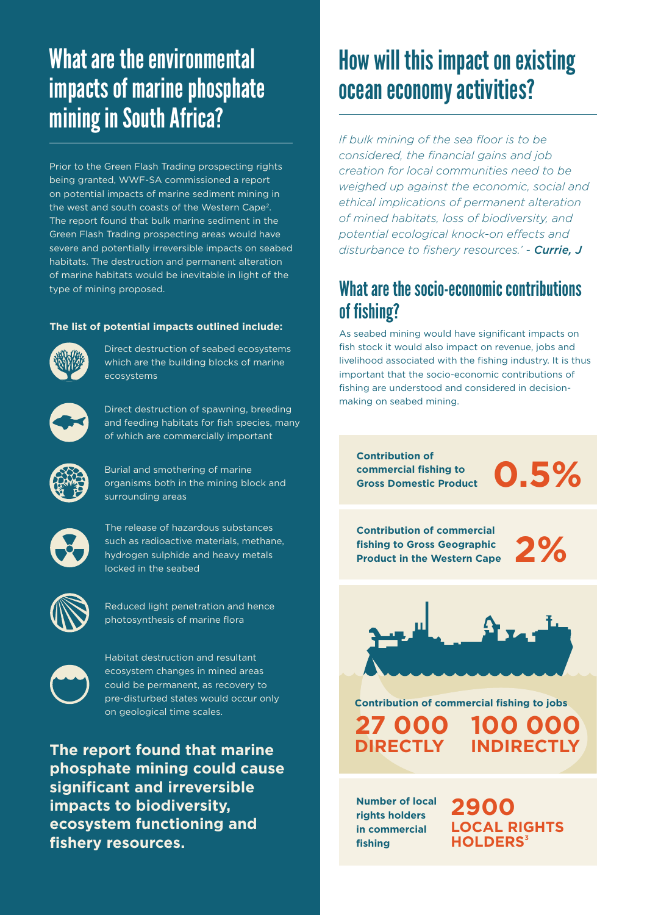# What are the environmental impacts of marine phosphate mining in South Africa?

Prior to the Green Flash Trading prospecting rights being granted, WWF-SA commissioned a report on potential impacts of marine sediment mining in the west and south coasts of the Western Cape[2]. The report found that bulk marine sediment in the Green Flash Trading prospecting areas would have severe and potentially irreversible impacts on seabed habitats. The destruction and permanent alteration of marine habitats would be inevitable in light of the type of mining proposed.

**The list of potential impacts outlined include:**

- Direct destruction of seabed ecosystems which are the building blocks of marine ecosystems
- Direct destruction of spawning, breeding and feeding habitats for fish species, many of which are commercially important
- Burial and smothering of marine organisms both in the mining block and surrounding areas
- The release of hazardous substances such as radioactive materials, methane, hydrogen sulphide and heavy metals locked in the seabed
- Reduced light penetration and hence photosynthesis of marine flora
- Habitat destruction and resultant ecosystem changes in mined areas could be permanent, as recovery to pre-disturbed states would occur only on geological time scales.

**The report found that marine phosphate mining could cause significant and irreversible impacts to biodiversity, ecosystem functioning and fishery resources.**

# How will this impact on existing ocean economy activities?

*If bulk mining of the sea floor is to be considered, the financial gains and job creation for local communities need to be weighed up against the economic, social and ethical implications of permanent alteration of mined habitats, loss of biodiversity, and potential ecological knock-on effects and disturbance to fishery resources.' - **Currie, J***

## What are the socio-economic contributions of fishing?

As seabed mining would have significant impacts on fish stock it would also impact on revenue, jobs and livelihood associated with the fishing industry. It is thus important that the socio-economic contributions of fishing are understood and considered in decision-making on seabed mining.

**Contribution of commercial fishing to Gross Domestic Product** — **0.5%**

**Contribution of commercial fishing to Gross Geographic Product in the Western Cape** — **2%**

**Contribution of commercial fishing to jobs**

**27 000 DIRECTLY** — **100 000 INDIRECTLY**

**Number of local rights holders in commercial fishing** — **2900 LOCAL RIGHTS HOLDERS[3]**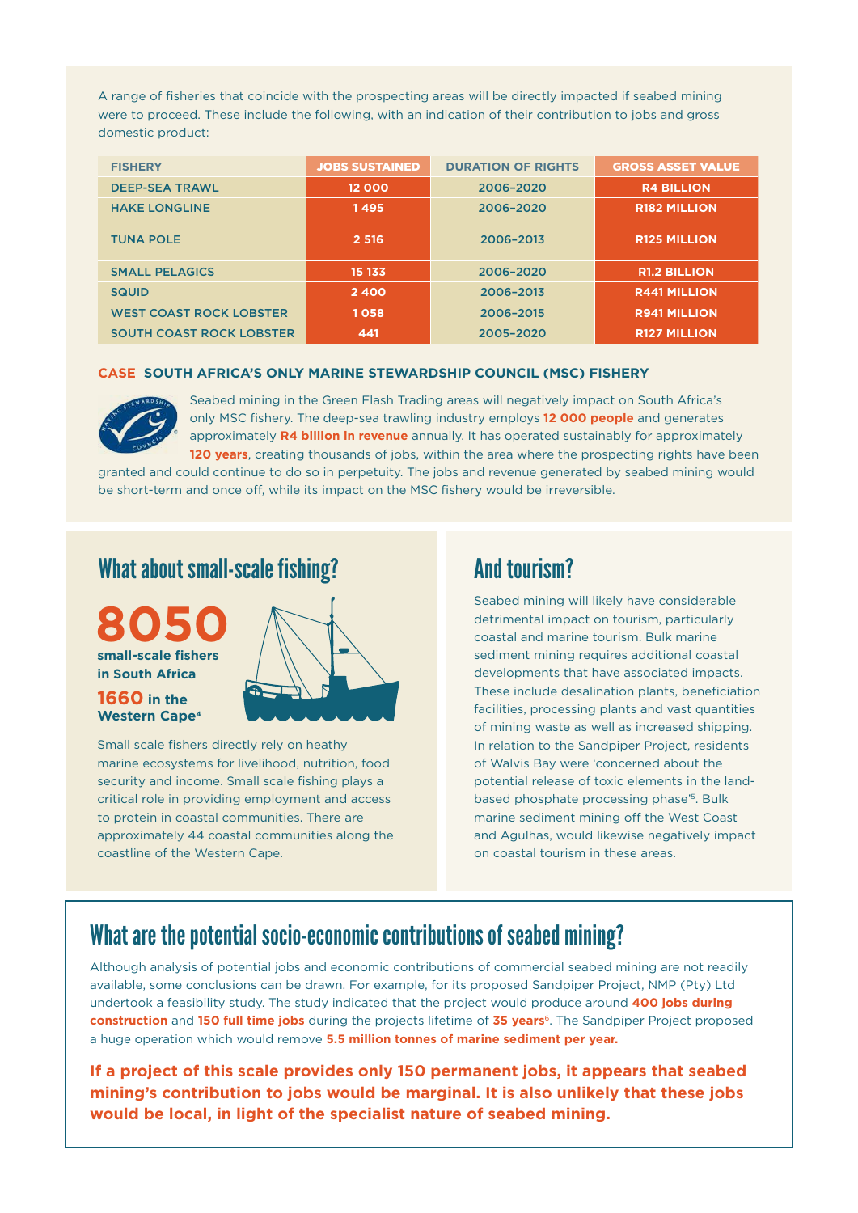A range of fisheries that coincide with the prospecting areas will be directly impacted if seabed mining were to proceed. These include the following, with an indication of their contribution to jobs and gross domestic product:

| FISHERY | JOBS SUSTAINED | DURATION OF RIGHTS | GROSS ASSET VALUE |
|---|---|---|---|
| DEEP-SEA TRAWL | 12 000 | 2006–2020 | R4 BILLION |
| HAKE LONGLINE | 1 495 | 2006–2020 | R182 MILLION |
| TUNA POLE | 2 516 | 2006–2013 | R125 MILLION |
| SMALL PELAGICS | 15 133 | 2006–2020 | R1.2 BILLION |
| SQUID | 2 400 | 2006–2013 | R441 MILLION |
| WEST COAST ROCK LOBSTER | 1 058 | 2006–2015 | R941 MILLION |
| SOUTH COAST ROCK LOBSTER | 441 | 2005–2020 | R127 MILLION |

**CASE SOUTH AFRICA'S ONLY MARINE STEWARDSHIP COUNCIL (MSC) FISHERY**

Seabed mining in the Green Flash Trading areas will negatively impact on South Africa's only MSC fishery. The deep-sea trawling industry employs **12 000 people** and generates approximately **R4 billion in revenue** annually. It has operated sustainably for approximately **120 years**, creating thousands of jobs, within the area where the prospecting rights have been granted and could continue to do so in perpetuity. The jobs and revenue generated by seabed mining would be short-term and once off, while its impact on the MSC fishery would be irreversible.

## What about small-scale fishing?

**8050**
**small-scale fishers in South Africa**

**1660 in the Western Cape**[4]

Small scale fishers directly rely on heathy marine ecosystems for livelihood, nutrition, food security and income. Small scale fishing plays a critical role in providing employment and access to protein in coastal communities. There are approximately 44 coastal communities along the coastline of the Western Cape.

## And tourism?

Seabed mining will likely have considerable detrimental impact on tourism, particularly coastal and marine tourism. Bulk marine sediment mining requires additional coastal developments that have associated impacts. These include desalination plants, beneficiation facilities, processing plants and vast quantities of mining waste as well as increased shipping. In relation to the Sandpiper Project, residents of Walvis Bay were 'concerned about the potential release of toxic elements in the land-based phosphate processing phase'[5]. Bulk marine sediment mining off the West Coast and Agulhas, would likewise negatively impact on coastal tourism in these areas.

## What are the potential socio-economic contributions of seabed mining?

Although analysis of potential jobs and economic contributions of commercial seabed mining are not readily available, some conclusions can be drawn. For example, for its proposed Sandpiper Project, NMP (Pty) Ltd undertook a feasibility study. The study indicated that the project would produce around **400 jobs during construction** and **150 full time jobs** during the projects lifetime of **35 years**[6]. The Sandpiper Project proposed a huge operation which would remove **5.5 million tonnes of marine sediment per year.**

**If a project of this scale provides only 150 permanent jobs, it appears that seabed mining's contribution to jobs would be marginal. It is also unlikely that these jobs would be local, in light of the specialist nature of seabed mining.**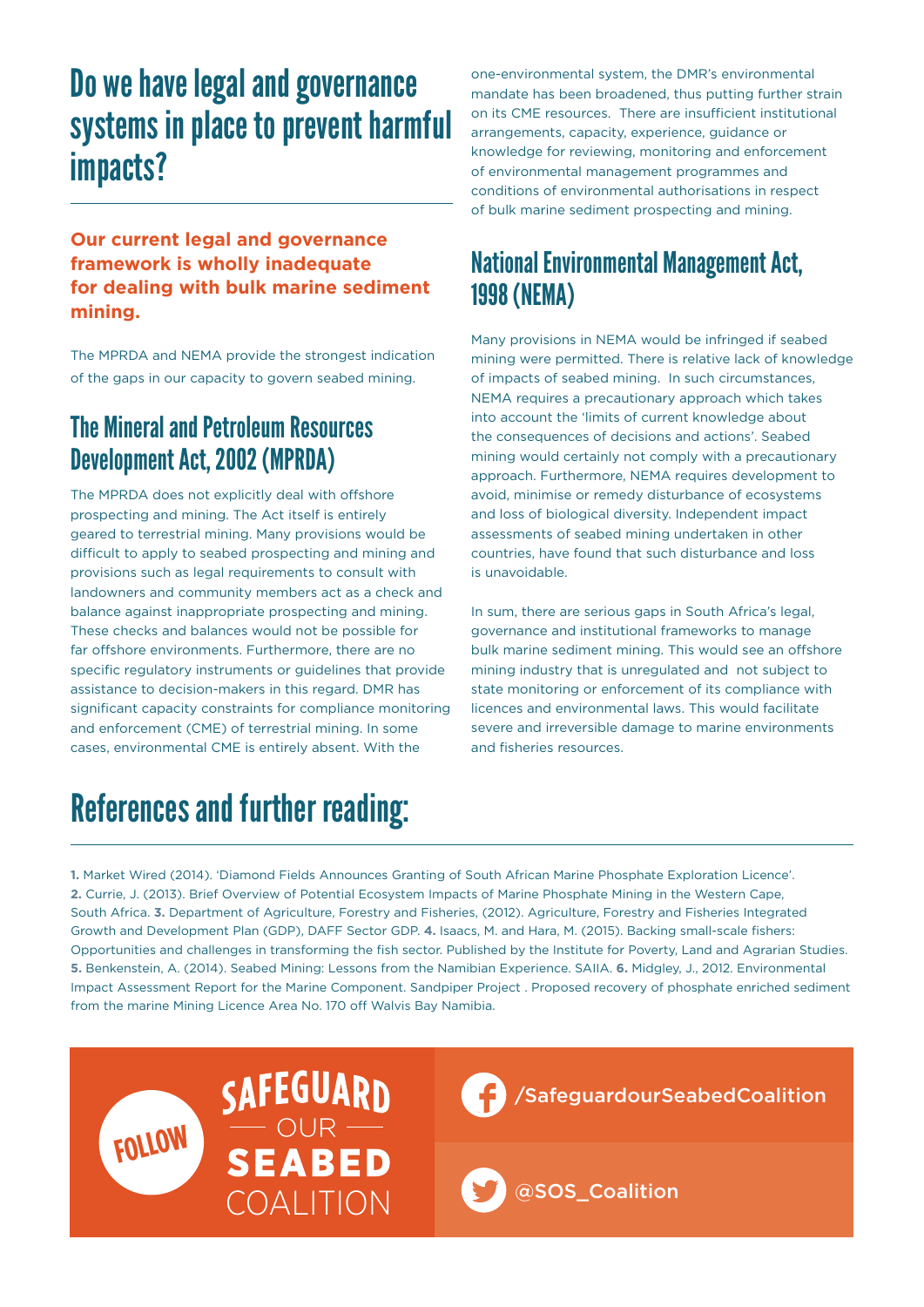# Do we have legal and governance systems in place to prevent harmful impacts?

**Our current legal and governance framework is wholly inadequate for dealing with bulk marine sediment mining.**

The MPRDA and NEMA provide the strongest indication of the gaps in our capacity to govern seabed mining.

## The Mineral and Petroleum Resources Development Act, 2002 (MPRDA)

The MPRDA does not explicitly deal with offshore prospecting and mining. The Act itself is entirely geared to terrestrial mining. Many provisions would be difficult to apply to seabed prospecting and mining and provisions such as legal requirements to consult with landowners and community members act as a check and balance against inappropriate prospecting and mining. These checks and balances would not be possible for far offshore environments. Furthermore, there are no specific regulatory instruments or guidelines that provide assistance to decision-makers in this regard. DMR has significant capacity constraints for compliance monitoring and enforcement (CME) of terrestrial mining. In some cases, environmental CME is entirely absent. With the one-environmental system, the DMR's environmental mandate has been broadened, thus putting further strain on its CME resources. There are insufficient institutional arrangements, capacity, experience, guidance or knowledge for reviewing, monitoring and enforcement of environmental management programmes and conditions of environmental authorisations in respect of bulk marine sediment prospecting and mining.

## National Environmental Management Act, 1998 (NEMA)

Many provisions in NEMA would be infringed if seabed mining were permitted. There is relative lack of knowledge of impacts of seabed mining. In such circumstances, NEMA requires a precautionary approach which takes into account the 'limits of current knowledge about the consequences of decisions and actions'. Seabed mining would certainly not comply with a precautionary approach. Furthermore, NEMA requires development to avoid, minimise or remedy disturbance of ecosystems and loss of biological diversity. Independent impact assessments of seabed mining undertaken in other countries, have found that such disturbance and loss is unavoidable.

In sum, there are serious gaps in South Africa's legal, governance and institutional frameworks to manage bulk marine sediment mining. This would see an offshore mining industry that is unregulated and not subject to state monitoring or enforcement of its compliance with licences and environmental laws. This would facilitate severe and irreversible damage to marine environments and fisheries resources.

# References and further reading:

**1.** Market Wired (2014). 'Diamond Fields Announces Granting of South African Marine Phosphate Exploration Licence'. **2.** Currie, J. (2013). Brief Overview of Potential Ecosystem Impacts of Marine Phosphate Mining in the Western Cape, South Africa. **3.** Department of Agriculture, Forestry and Fisheries, (2012). Agriculture, Forestry and Fisheries Integrated Growth and Development Plan (GDP), DAFF Sector GDP. **4.** Isaacs, M. and Hara, M. (2015). Backing small-scale fishers: Opportunities and challenges in transforming the fish sector. Published by the Institute for Poverty, Land and Agrarian Studies. **5.** Benkenstein, A. (2014). Seabed Mining: Lessons from the Namibian Experience. SAIIA. **6.** Midgley, J., 2012. Environmental Impact Assessment Report for the Marine Component. Sandpiper Project . Proposed recovery of phosphate enriched sediment from the marine Mining Licence Area No. 170 off Walvis Bay Namibia.

FOLLOW

SAFEGUARD OUR SEABED COALITION

/SafeguardourSeabedCoalition

@SOS_Coalition